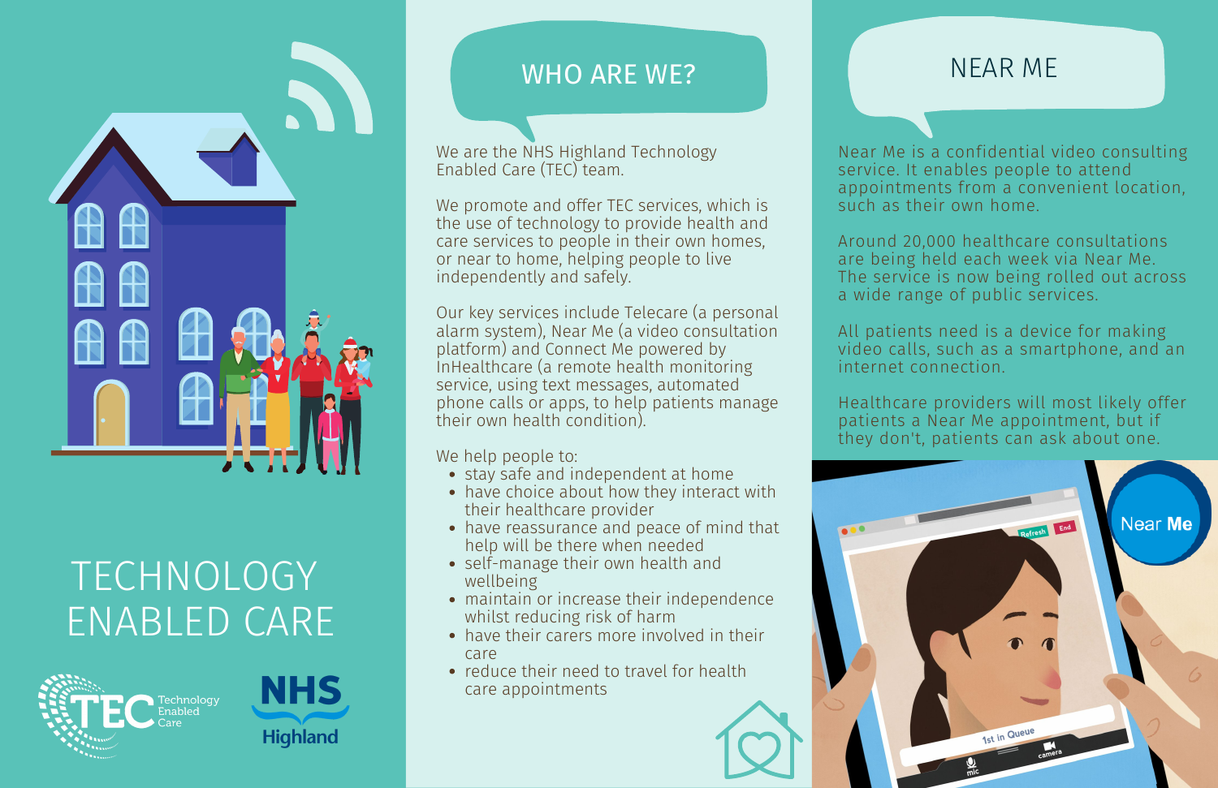# TECHNOLOGY ENABLED CARE

TEC Technology Enabled Care

NHS Highland

## WHO ARE WE?

We are the NHS Highland Technology Enabled Care (TEC) team.

We promote and offer TEC services, which is the use of technology to provide health and care services to people in their own homes, or near to home, helping people to live independently and safely.

Our key services include Telecare (a personal alarm system), Near Me (a video consultation platform) and Connect Me powered by InHealthcare (a remote health monitoring service, using text messages, automated phone calls or apps, to help patients manage their own health condition).

We help people to:

- stay safe and independent at home
- have choice about how they interact with their healthcare provider
- have reassurance and peace of mind that help will be there when needed
- self-manage their own health and wellbeing
- maintain or increase their independence whilst reducing risk of harm
- have their carers more involved in their care
- reduce their need to travel for health care appointments

## NEAR ME

Near Me is a confidential video consulting service. It enables people to attend appointments from a convenient location, such as their own home.

Around 20,000 healthcare consultations are being held each week via Near Me. The service is now being rolled out across a wide range of public services.

All patients need is a device for making video calls, such as a smartphone, and an internet connection.

Healthcare providers will most likely offer patients a Near Me appointment, but if they don't, patients can ask about one.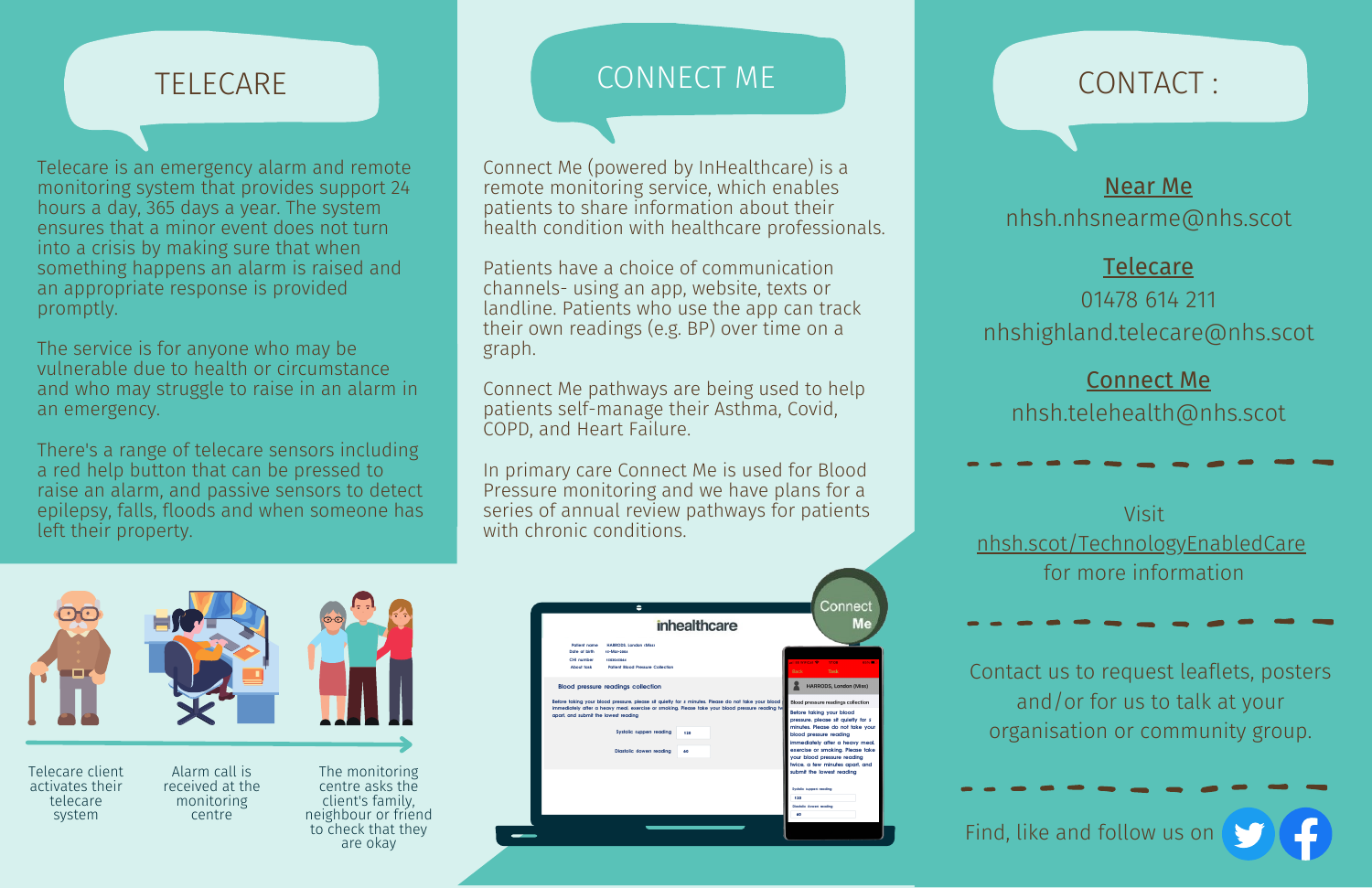## TELECARE

Telecare is an emergency alarm and remote monitoring system that provides support 24 hours a day, 365 days a year. The system ensures that a minor event does not turn into a crisis by making sure that when something happens an alarm is raised and an appropriate response is provided promptly.

The service is for anyone who may be vulnerable due to health or circumstance and who may struggle to raise in an alarm in an emergency.

There's a range of telecare sensors including a red help button that can be pressed to raise an alarm, and passive sensors to detect epilepsy, falls, floods and when someone has left their property.

Telecare client activates their telecare system

Alarm call is received at the monitoring centre

The monitoring centre asks the client's family, neighbour or friend to check that they are okay

## CONNECT ME

Connect Me (powered by InHealthcare) is a remote monitoring service, which enables patients to share information about their health condition with healthcare professionals.

Patients have a choice of communication channels- using an app, website, texts or landline. Patients who use the app can track their own readings (e.g. BP) over time on a graph.

Connect Me pathways are being used to help patients self-manage their Asthma, Covid, COPD, and Heart Failure.

In primary care Connect Me is used for Blood Pressure monitoring and we have plans for a series of annual review pathways for patients with chronic conditions.

## CONTACT :

**Near Me**
nhsh.nhsnearme@nhs.scot

**Telecare**
01478 614 211
nhshighland.telecare@nhs.scot

**Connect Me**
nhsh.telehealth@nhs.scot

Visit
nhsh.scot/TechnologyEnabledCare
for more information

Contact us to request leaflets, posters and/or for us to talk at your organisation or community group.

Find, like and follow us on